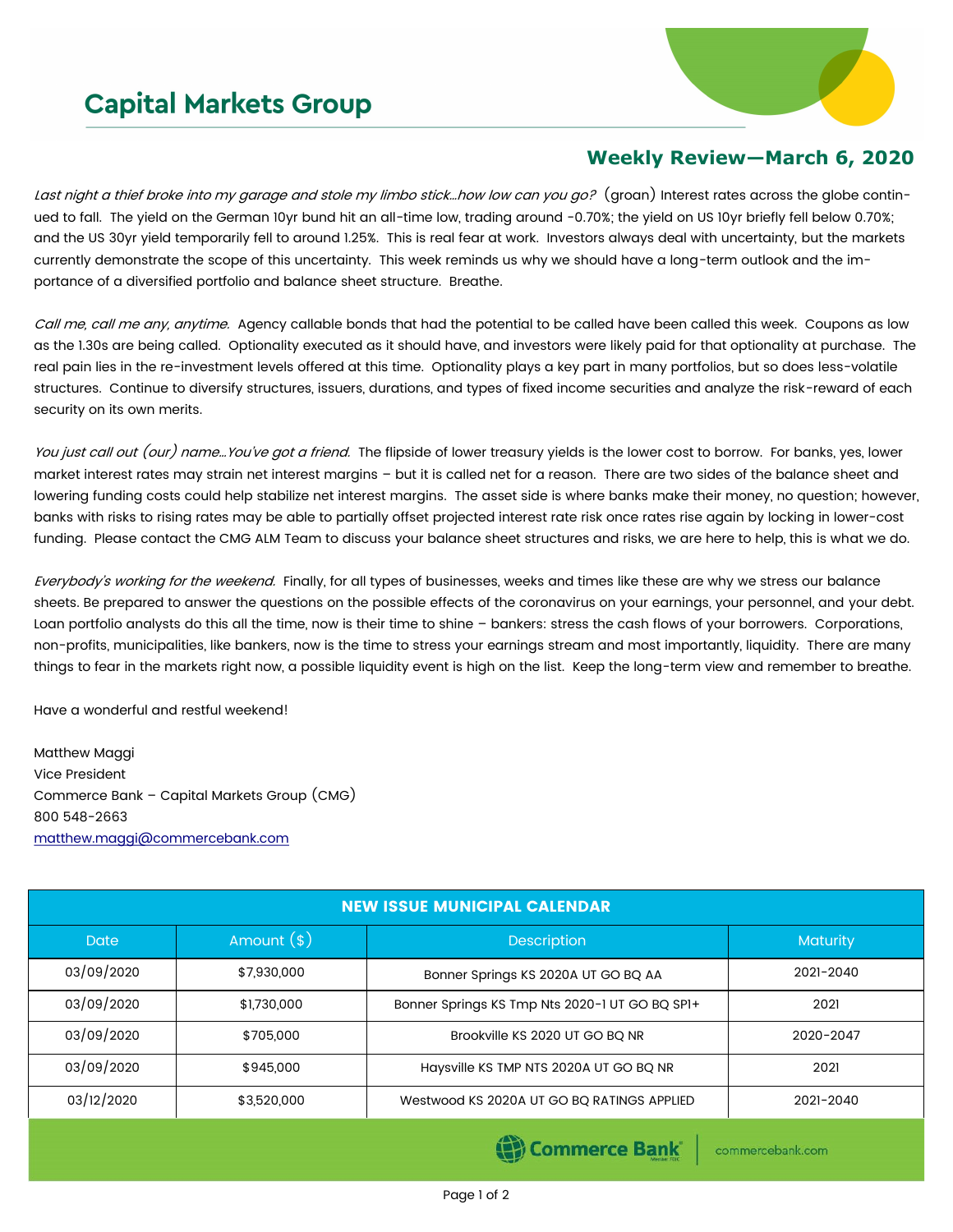# Capital Markets Group

## Weekly Review—March 6, 2020

*Last night a thief broke into my garage and stole my limbo stick…how low can you go?* (groan) Interest rates across the globe continued to fall. The yield on the German 10yr bund hit an all-time low, trading around -0.70%; the yield on US 10yr briefly fell below 0.70%; and the US 30yr yield temporarily fell to around 1.25%. This is real fear at work. Investors always deal with uncertainty, but the markets currently demonstrate the scope of this uncertainty. This week reminds us why we should have a long-term outlook and the importance of a diversified portfolio and balance sheet structure. Breathe.

*Call me, call me any, anytime.* Agency callable bonds that had the potential to be called have been called this week. Coupons as low as the 1.30s are being called. Optionality executed as it should have, and investors were likely paid for that optionality at purchase. The real pain lies in the re-investment levels offered at this time. Optionality plays a key part in many portfolios, but so does less-volatile structures. Continue to diversify structures, issuers, durations, and types of fixed income securities and analyze the risk-reward of each security on its own merits.

*You just call out (our) name…You've got a friend.* The flipside of lower treasury yields is the lower cost to borrow. For banks, yes, lower market interest rates may strain net interest margins – but it is called net for a reason. There are two sides of the balance sheet and lowering funding costs could help stabilize net interest margins. The asset side is where banks make their money, no question; however, banks with risks to rising rates may be able to partially offset projected interest rate risk once rates rise again by locking in lower-cost funding. Please contact the CMG ALM Team to discuss your balance sheet structures and risks, we are here to help, this is what we do.

*Everybody's working for the weekend.* Finally, for all types of businesses, weeks and times like these are why we stress our balance sheets. Be prepared to answer the questions on the possible effects of the coronavirus on your earnings, your personnel, and your debt. Loan portfolio analysts do this all the time, now is their time to shine – bankers: stress the cash flows of your borrowers. Corporations, non-profits, municipalities, like bankers, now is the time to stress your earnings stream and most importantly, liquidity. There are many things to fear in the markets right now, a possible liquidity event is high on the list. Keep the long-term view and remember to breathe.

Have a wonderful and restful weekend!

Matthew Maggi
Vice President
Commerce Bank – Capital Markets Group (CMG)
800 548-2663
matthew.maggi@commercebank.com

| NEW ISSUE MUNICIPAL CALENDAR | | | |
|---|---|---|---|
| **Date** | **Amount ($)** | **Description** | **Maturity** |
| 03/09/2020 | $7,930,000 | Bonner Springs KS 2020A UT GO BQ AA | 2021-2040 |
| 03/09/2020 | $1,730,000 | Bonner Springs KS Tmp Nts 2020-1 UT GO BQ SP1+ | 2021 |
| 03/09/2020 | $705,000 | Brookville KS 2020 UT GO BQ NR | 2020-2047 |
| 03/09/2020 | $945,000 | Haysville KS TMP NTS 2020A UT GO BQ NR | 2021 |
| 03/12/2020 | $3,520,000 | Westwood KS 2020A UT GO BQ RATINGS APPLIED | 2021-2040 |

Commerce Bank | commercebank.com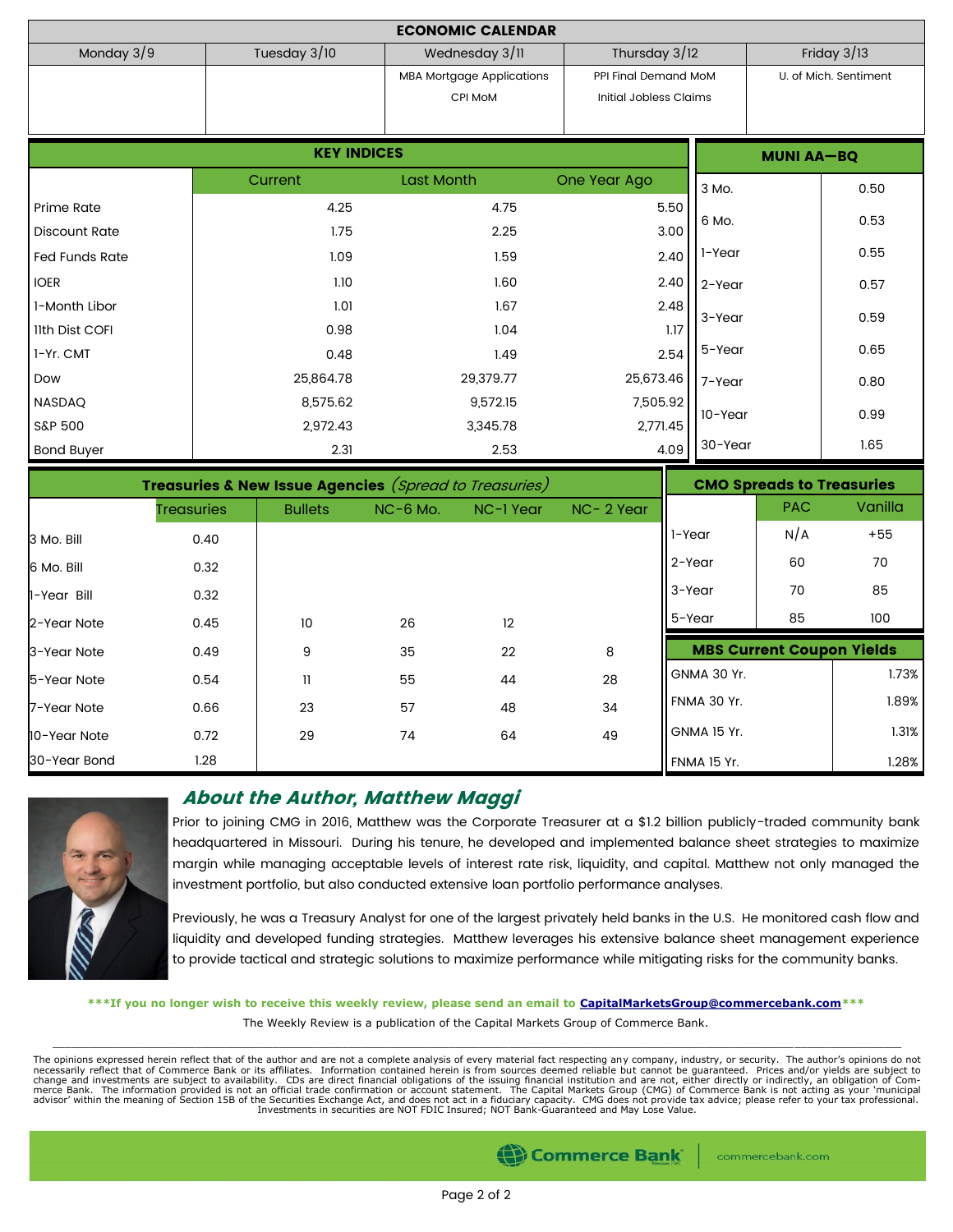## ECONOMIC CALENDAR

| Monday 3/9 | Tuesday 3/10 | Wednesday 3/11 | Thursday 3/12 | Friday 3/13 |
|---|---|---|---|---|
| | | MBA Mortgage Applications<br>CPI MoM | PPI Final Demand MoM<br>Initial Jobless Claims | U. of Mich. Sentiment |

## KEY INDICES

| | Current | Last Month | One Year Ago |
|---|---|---|---|
| Prime Rate | 4.25 | 4.75 | 5.50 |
| Discount Rate | 1.75 | 2.25 | 3.00 |
| Fed Funds Rate | 1.09 | 1.59 | 2.40 |
| IOER | 1.10 | 1.60 | 2.40 |
| 1-Month Libor | 1.01 | 1.67 | 2.48 |
| 11th Dist COFI | 0.98 | 1.04 | 1.17 |
| 1-Yr. CMT | 0.48 | 1.49 | 2.54 |
| Dow | 25,864.78 | 29,379.77 | 25,673.46 |
| NASDAQ | 8,575.62 | 9,572.15 | 7,505.92 |
| S&P 500 | 2,972.43 | 3,345.78 | 2,771.45 |
| Bond Buyer | 2.31 | 2.53 | 4.09 |

## MUNI AA—BQ

| | |
|---|---|
| 3 Mo. | 0.50 |
| 6 Mo. | 0.53 |
| 1-Year | 0.55 |
| 2-Year | 0.57 |
| 3-Year | 0.59 |
| 5-Year | 0.65 |
| 7-Year | 0.80 |
| 10-Year | 0.99 |
| 30-Year | 1.65 |

## Treasuries & New Issue Agencies *(Spread to Treasuries)*

| | Treasuries | Bullets | NC-6 Mo. | NC-1 Year | NC- 2 Year |
|---|---|---|---|---|---|
| 3 Mo. Bill | 0.40 | | | | |
| 6 Mo. Bill | 0.32 | | | | |
| 1-Year Bill | 0.32 | | | | |
| 2-Year Note | 0.45 | 10 | 26 | 12 | |
| 3-Year Note | 0.49 | 9 | 35 | 22 | 8 |
| 5-Year Note | 0.54 | 11 | 55 | 44 | 28 |
| 7-Year Note | 0.66 | 23 | 57 | 48 | 34 |
| 10-Year Note | 0.72 | 29 | 74 | 64 | 49 |
| 30-Year Bond | 1.28 | | | | |

## CMO Spreads to Treasuries

| | PAC | Vanilla |
|---|---|---|
| 1-Year | N/A | +55 |
| 2-Year | 60 | 70 |
| 3-Year | 70 | 85 |
| 5-Year | 85 | 100 |

## MBS Current Coupon Yields

| | |
|---|---|
| GNMA 30 Yr. | 1.73% |
| FNMA 30 Yr. | 1.89% |
| GNMA 15 Yr. | 1.31% |
| FNMA 15 Yr. | 1.28% |

## *About the Author, Matthew Maggi*

Prior to joining CMG in 2016, Matthew was the Corporate Treasurer at a $1.2 billion publicly-traded community bank headquartered in Missouri. During his tenure, he developed and implemented balance sheet strategies to maximize margin while managing acceptable levels of interest rate risk, liquidity, and capital. Matthew not only managed the investment portfolio, but also conducted extensive loan portfolio performance analyses.

Previously, he was a Treasury Analyst for one of the largest privately held banks in the U.S. He monitored cash flow and liquidity and developed funding strategies. Matthew leverages his extensive balance sheet management experience to provide tactical and strategic solutions to maximize performance while mitigating risks for the community banks.

**\*\*\*If you no longer wish to receive this weekly review, please send an email to CapitalMarketsGroup@commercebank.com\*\*\***

The Weekly Review is a publication of the Capital Markets Group of Commerce Bank.

The opinions expressed herein reflect that of the author and are not a complete analysis of every material fact respecting any company, industry, or security. The author's opinions do not necessarily reflect that of Commerce Bank or its affiliates. Information contained herein is from sources deemed reliable but cannot be guaranteed. Prices and/or yields are subject to change and investments are subject to availability. CDs are direct financial obligations of the issuing financial institution and are not, either directly or indirectly, an obligation of Commerce Bank. The information provided is not an official trade confirmation or account statement. The Capital Markets Group (CMG) of Commerce Bank is not acting as your 'municipal advisor' within the meaning of Section 15B of the Securities Exchange Act, and does not act in a fiduciary capacity. CMG does not provide tax advice; please refer to your tax professional. Investments in securities are NOT FDIC Insured; NOT Bank-Guaranteed and May Lose Value.

Commerce Bank | commercebank.com